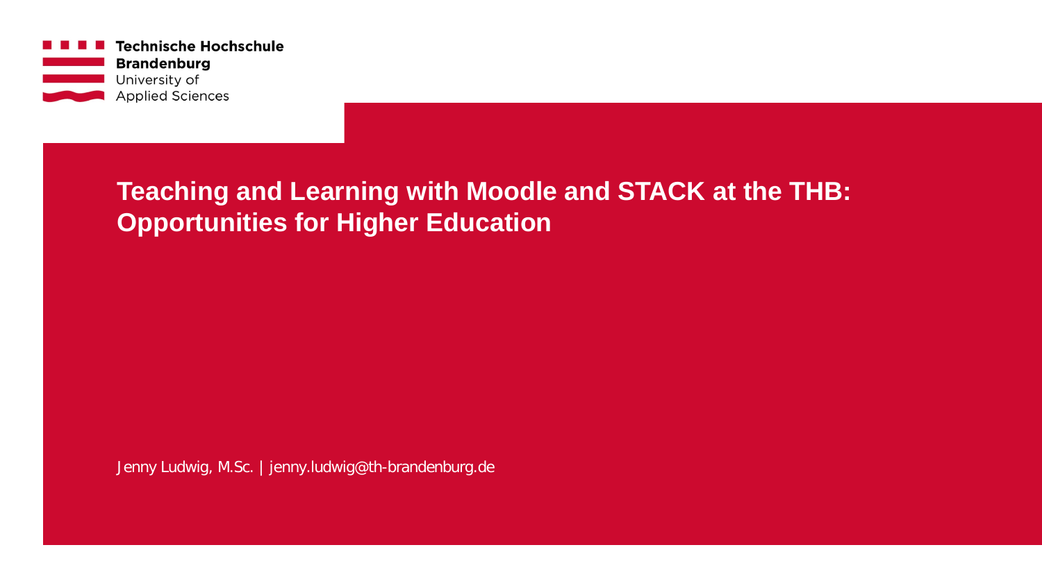Technische Hochschule Brandenburg
University of Applied Sciences

# Teaching and Learning with Moodle and STACK at the THB: Opportunities for Higher Education

Jenny Ludwig, M.Sc. | jenny.ludwig@th-brandenburg.de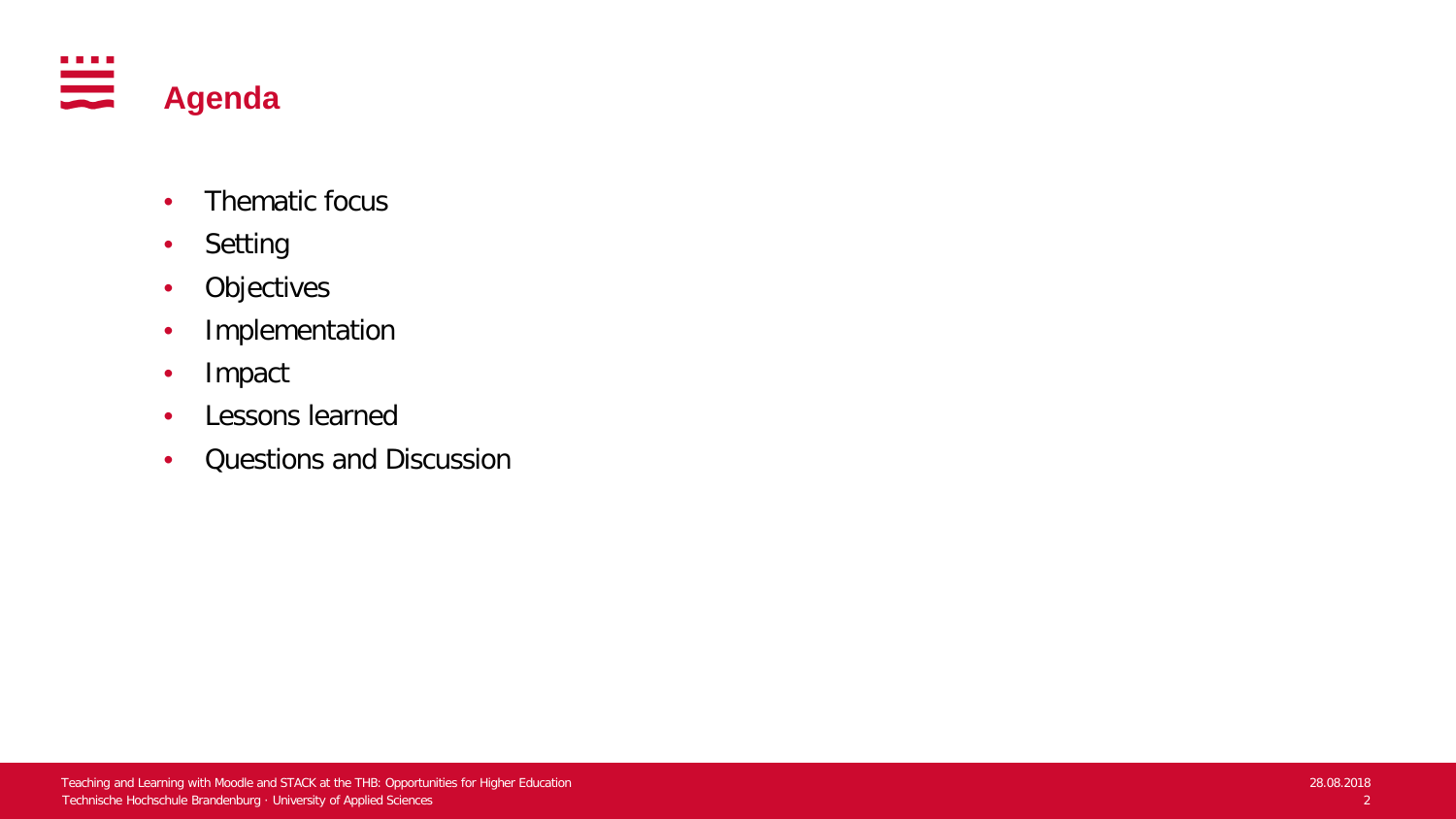# Agenda

- Thematic focus
- Setting
- Objectives
- Implementation
- Impact
- Lessons learned
- Questions and Discussion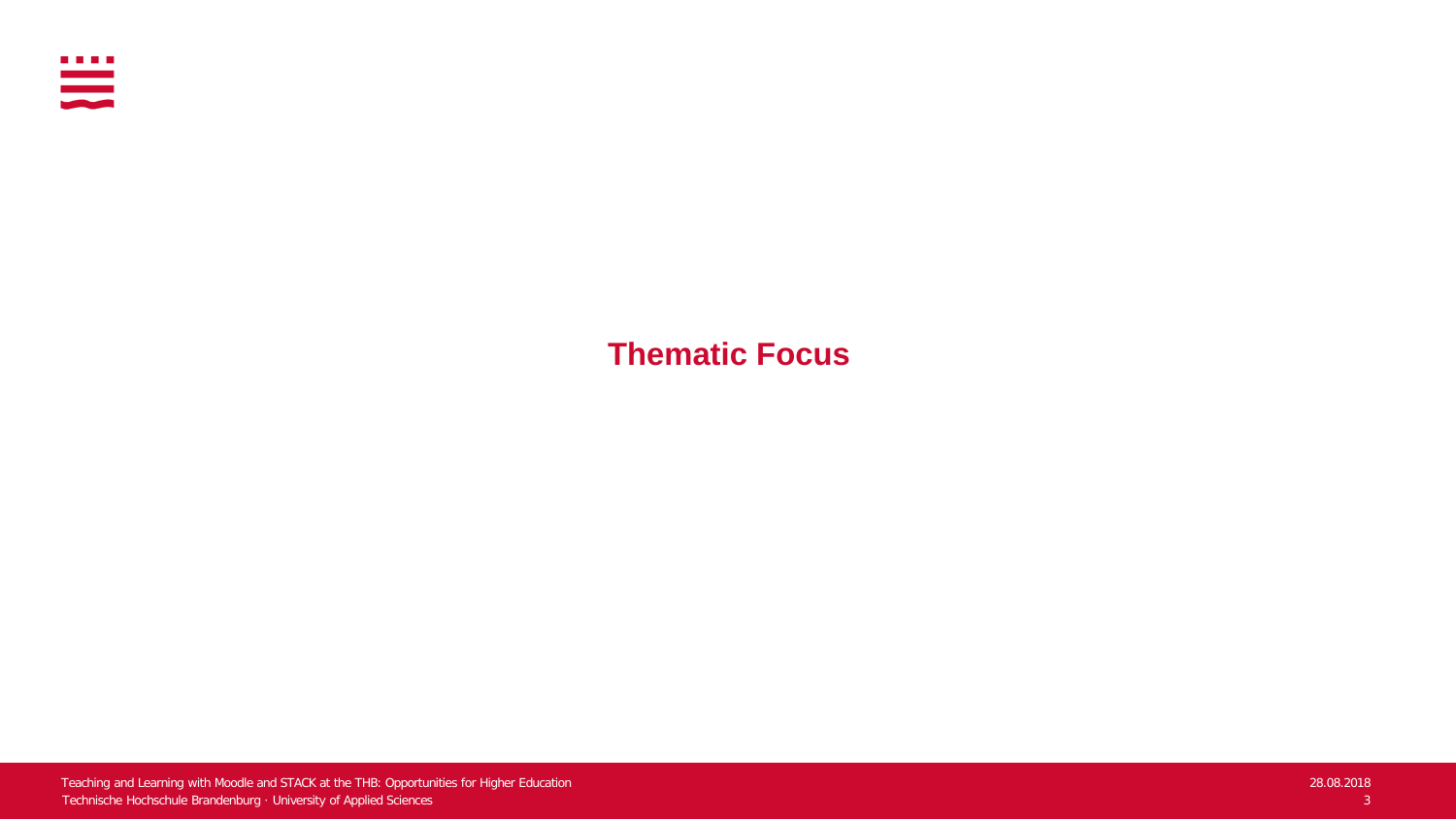# Thematic Focus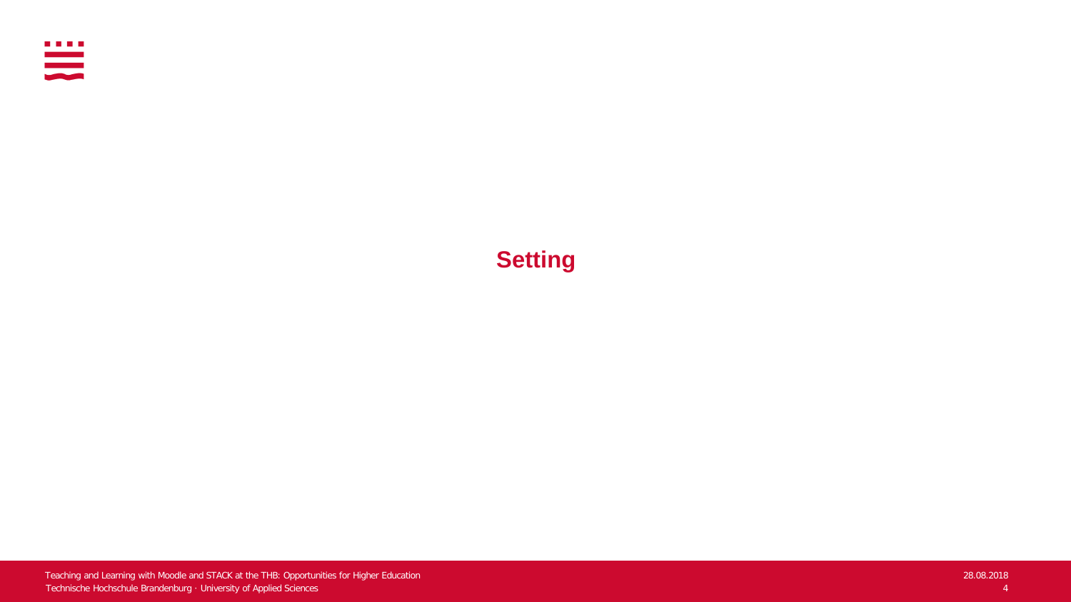# Setting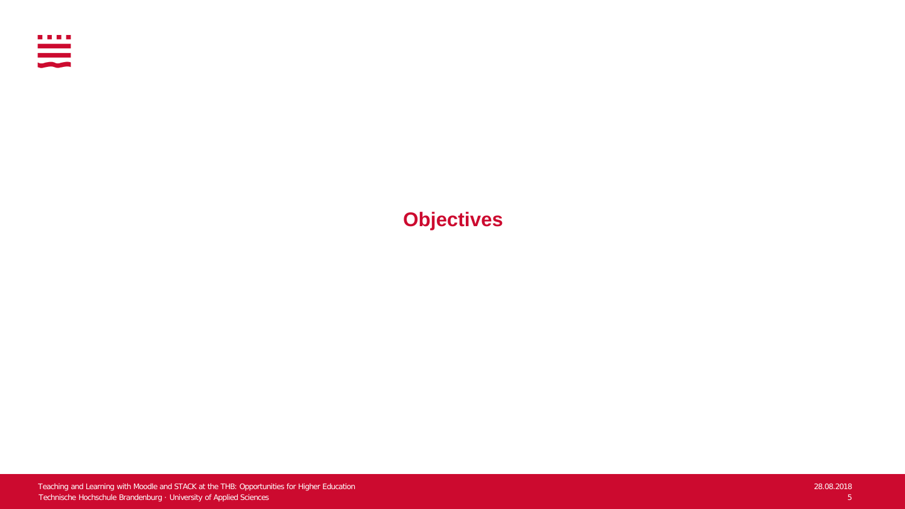# Objectives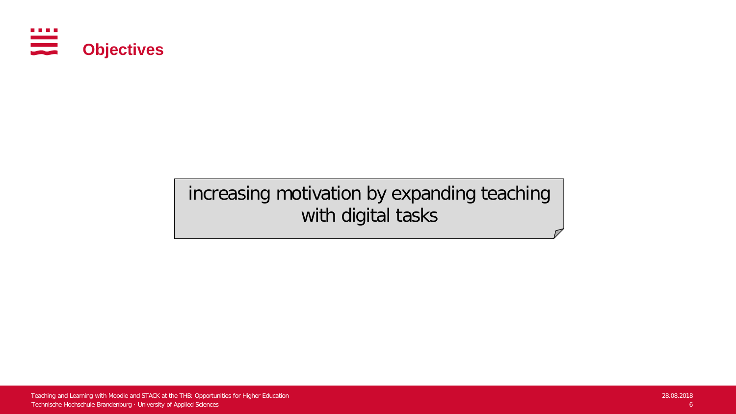# Objectives

increasing motivation by expanding teaching with digital tasks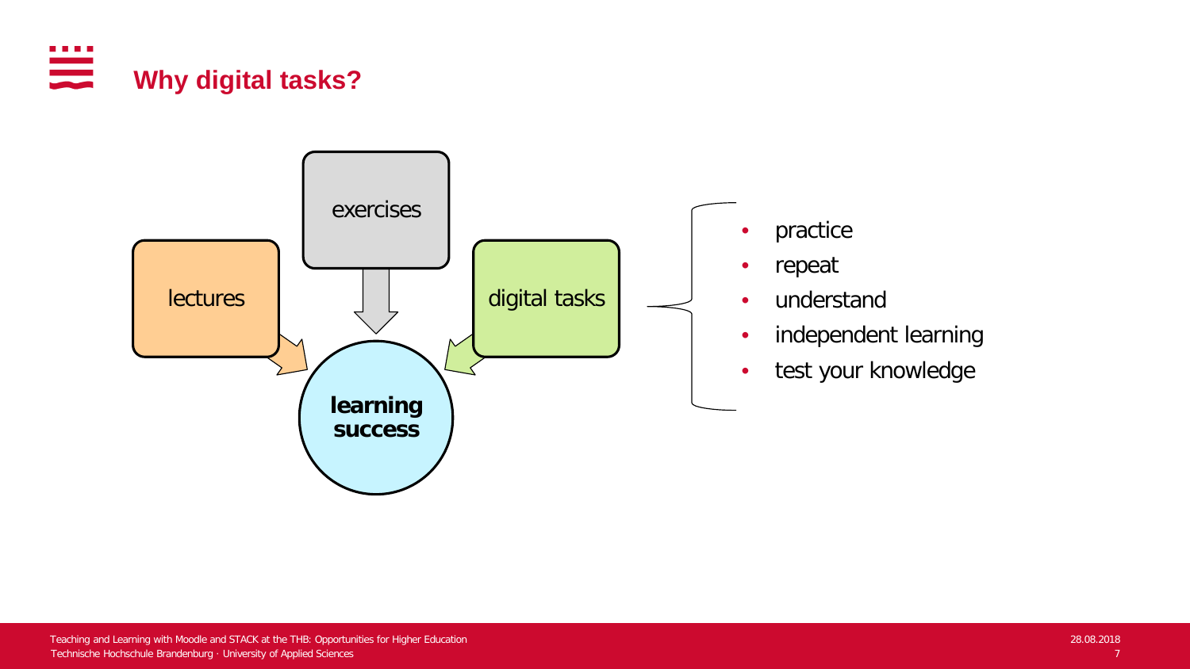# Why digital tasks?

exercises

lectures

digital tasks

**learning success**

- practice
- repeat
- understand
- independent learning
- test your knowledge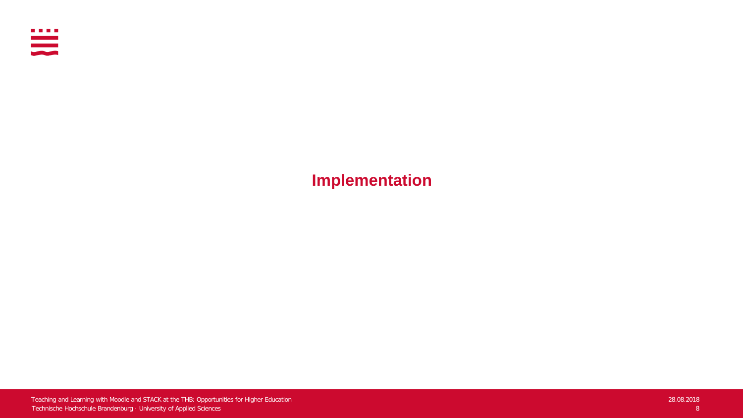# Implementation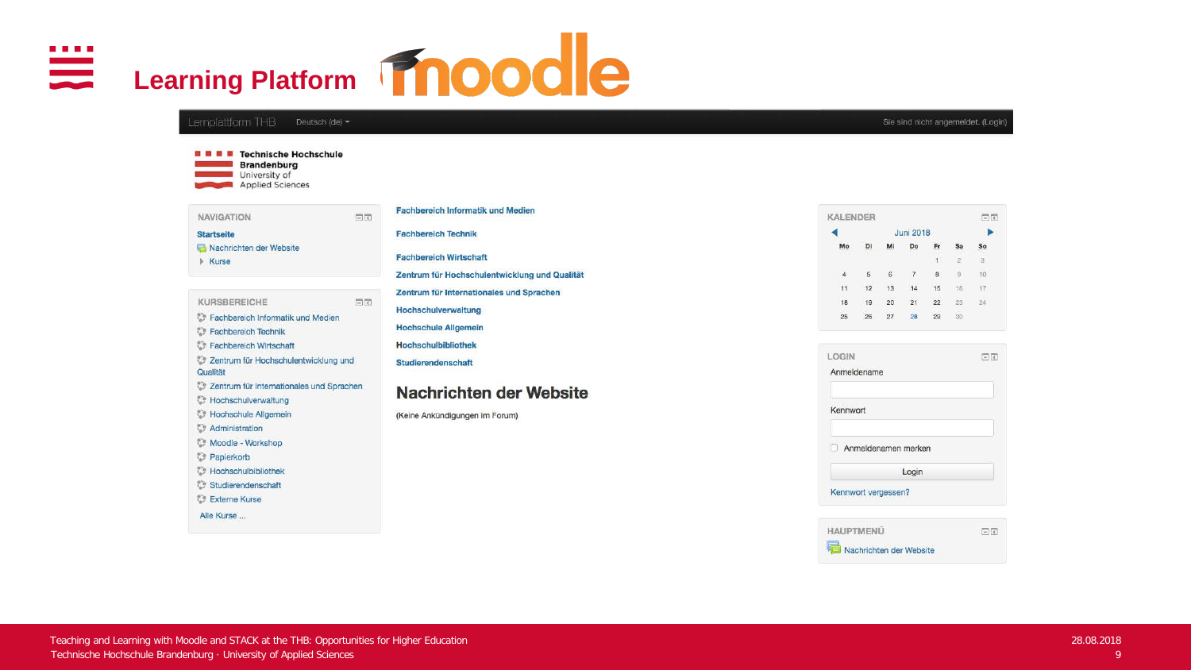# Learning Platform moodle

Lernplattform THB    Deutsch (de)    Sie sind nicht angemeldet. (Login)

**Technische Hochschule Brandenburg**
University of Applied Sciences

**NAVIGATION**

- **Startseite**
- Nachrichten der Website
- Kurse

**KURSBEREICHE**

- Fachbereich Informatik und Medien
- Fachbereich Technik
- Fachbereich Wirtschaft
- Zentrum für Hochschulentwicklung und Qualität
- Zentrum für Internationales und Sprachen
- Hochschulverwaltung
- Hochschule Allgemein
- Administration
- Moodle - Workshop
- Papierkorb
- Hochschulbibliothek
- Studierendenschaft
- Externe Kurse

Alle Kurse ...

**Fachbereich Informatik und Medien**

**Fachbereich Technik**

**Fachbereich Wirtschaft**

**Zentrum für Hochschulentwicklung und Qualität**

**Zentrum für Internationales und Sprachen**

**Hochschulverwaltung**

**Hochschule Allgemein**

**Hochschulbibliothek**

**Studierendenschaft**

## Nachrichten der Website

(Keine Ankündigungen im Forum)

**KALENDER**

Juni 2018

| Mo | Di | Mi | Do | Fr | Sa | So |
|---|---|---|---|---|---|---|
| | | | | 1 | 2 | 3 |
| 4 | 5 | 6 | 7 | 8 | 9 | 10 |
| 11 | 12 | 13 | 14 | 15 | 16 | 17 |
| 18 | 19 | 20 | 21 | 22 | 23 | 24 |
| 25 | 26 | 27 | 28 | 29 | 30 | |

**LOGIN**

Anmeldename

Kennwort

Anmeldenamen merken

Login

Kennwort vergessen?

**HAUPTMENÜ**

Nachrichten der Website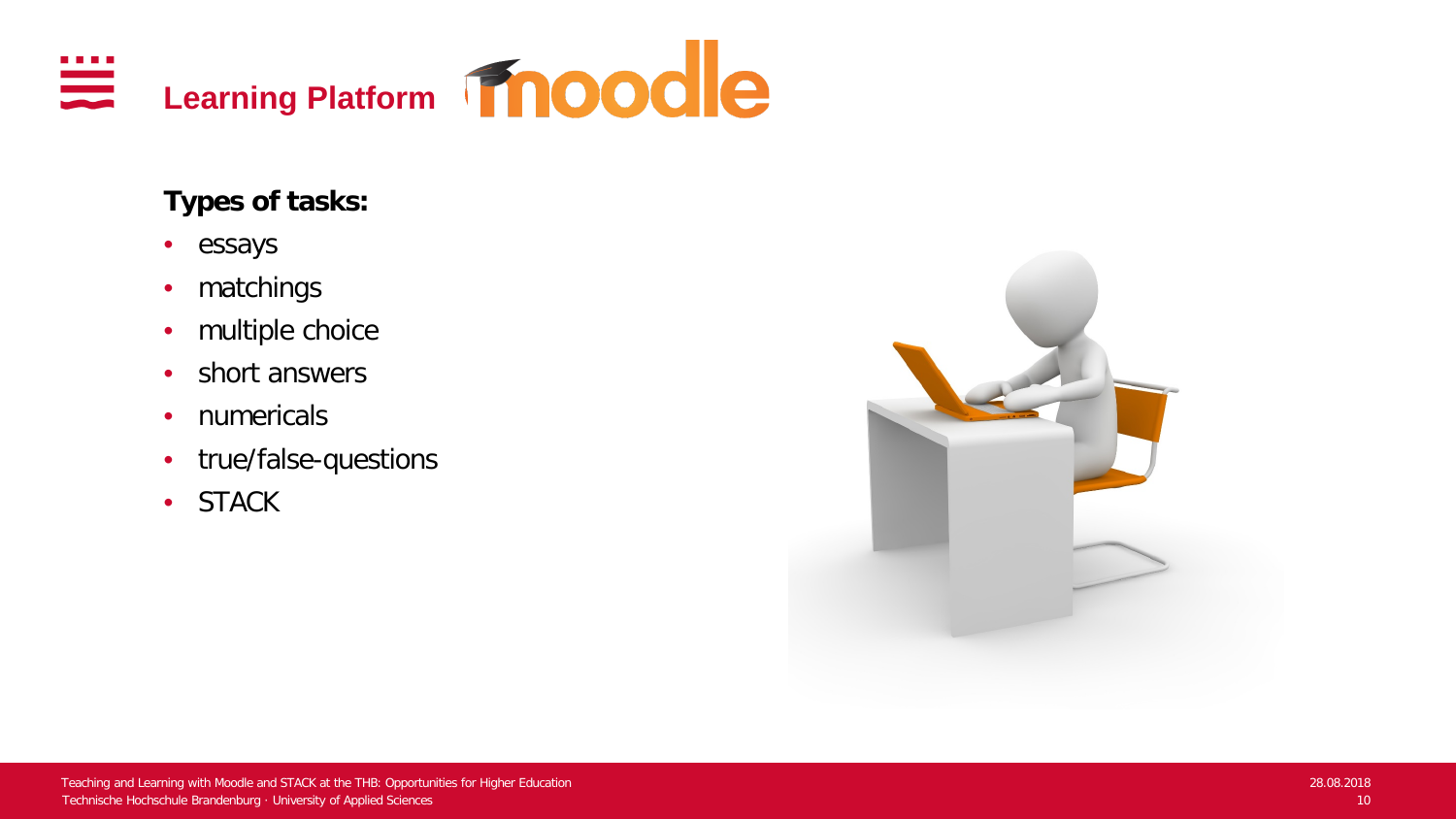# Learning Platform moodle

**Types of tasks:**

- essays
- matchings
- multiple choice
- short answers
- numericals
- true/false-questions
- STACK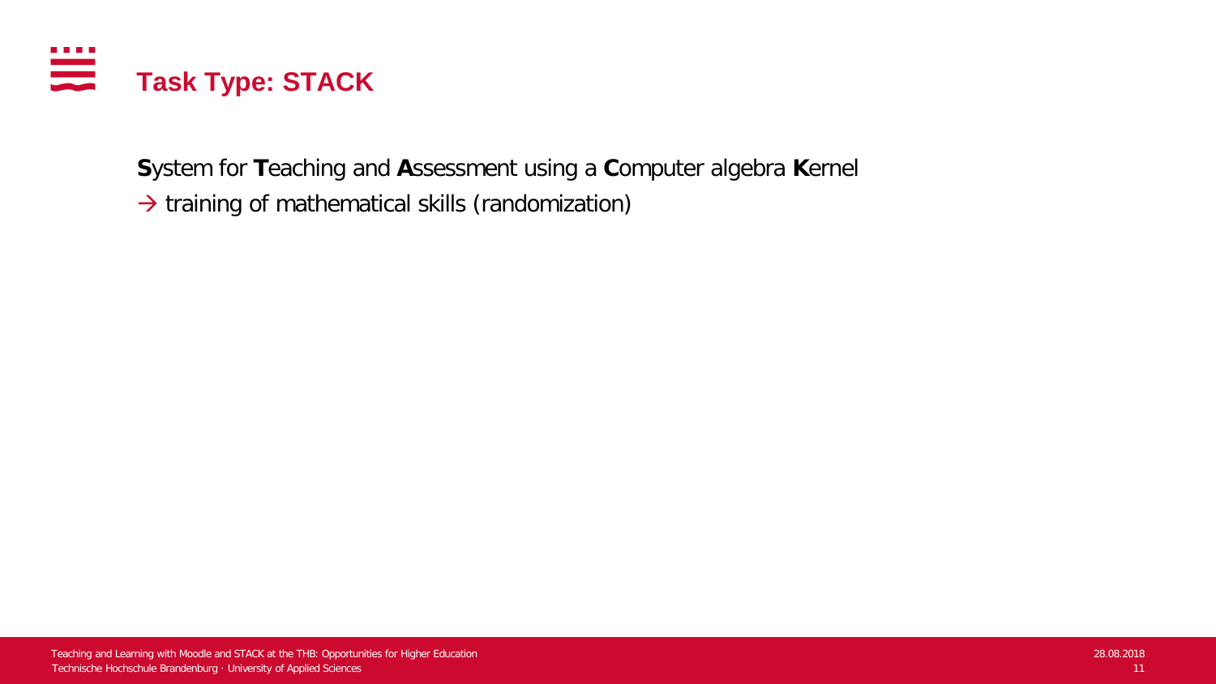# Task Type: STACK

**S**ystem for **T**eaching and **A**ssessment using a **C**omputer algebra **K**ernel

→ training of mathematical skills (randomization)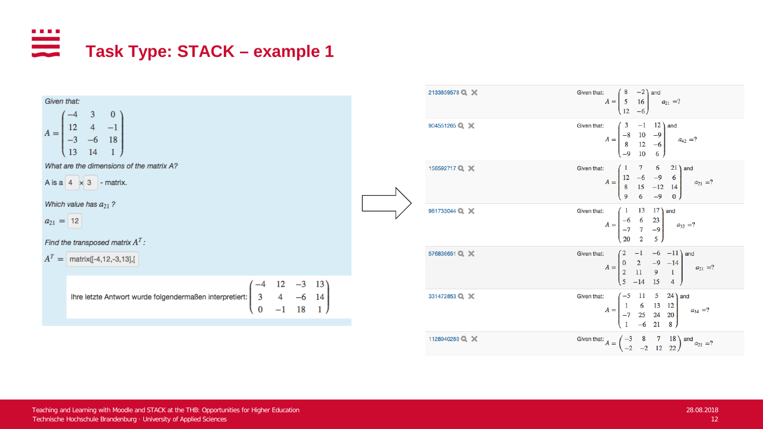# Task Type: STACK – example 1

Given that:

$$A = \begin{pmatrix} -4 & 3 & 0 \\ 12 & 4 & -1 \\ -3 & -6 & 18 \\ 13 & 14 & 1 \end{pmatrix}$$

What are the dimensions of the matrix A?

A is a 4 × 3 - matrix.

Which value has $a_{21}$ ?

$a_{21}$ = 12

Find the transposed matrix $A^T$ :

$A^T$ = matrix([-4,12,-3,13],[

Ihre letzte Antwort wurde folgendermaßen interpretiert: $\begin{pmatrix} -4 & 12 & -3 & 13 \\ 3 & 4 & -6 & 14 \\ 0 & -1 & 18 & 1 \end{pmatrix}$

| | |
|---|---|
| 2133859578 | Given that: $A = \begin{pmatrix} 8 & -2 \\ 5 & 16 \\ 12 & -6 \end{pmatrix}$ and $a_{21}$ =? |
| 904551265 | Given that: $A = \begin{pmatrix} 3 & -1 & 12 \\ -8 & 10 & -9 \\ 8 & 12 & -6 \\ -9 & 10 & 6 \end{pmatrix}$ and $a_{42}$ =? |
| 156592717 | Given that: $A = \begin{pmatrix} 1 & 7 & 6 & 21 \\ 12 & -6 & -9 & 6 \\ 8 & 15 & -12 & 14 \\ 9 & 6 & -9 & 0 \end{pmatrix}$ and $a_{21}$ =? |
| 981733044 | Given that: $A = \begin{pmatrix} 1 & 13 & 17 \\ -6 & 6 & 23 \\ -7 & 7 & -9 \\ 20 & 2 & 5 \end{pmatrix}$ and $a_{32}$ =? |
| 576836651 | Given that: $A = \begin{pmatrix} 2 & -1 & -6 & -11 \\ 0 & 2 & -9 & -14 \\ 2 & 11 & 9 & 1 \\ 5 & -14 & 15 & 4 \end{pmatrix}$ and $a_{21}$ =? |
| 331472853 | Given that: $A = \begin{pmatrix} -5 & 11 & 5 & 24 \\ 1 & 6 & 13 & 12 \\ -7 & 25 & 24 & 20 \\ 1 & -6 & 21 & 8 \end{pmatrix}$ and $a_{34}$ =? |
| 1128940289 | Given that: $A = \begin{pmatrix} -3 & 8 & 7 & 18 \\ -2 & -2 & 12 & 22 \end{pmatrix}$ and $a_{21}$ =? |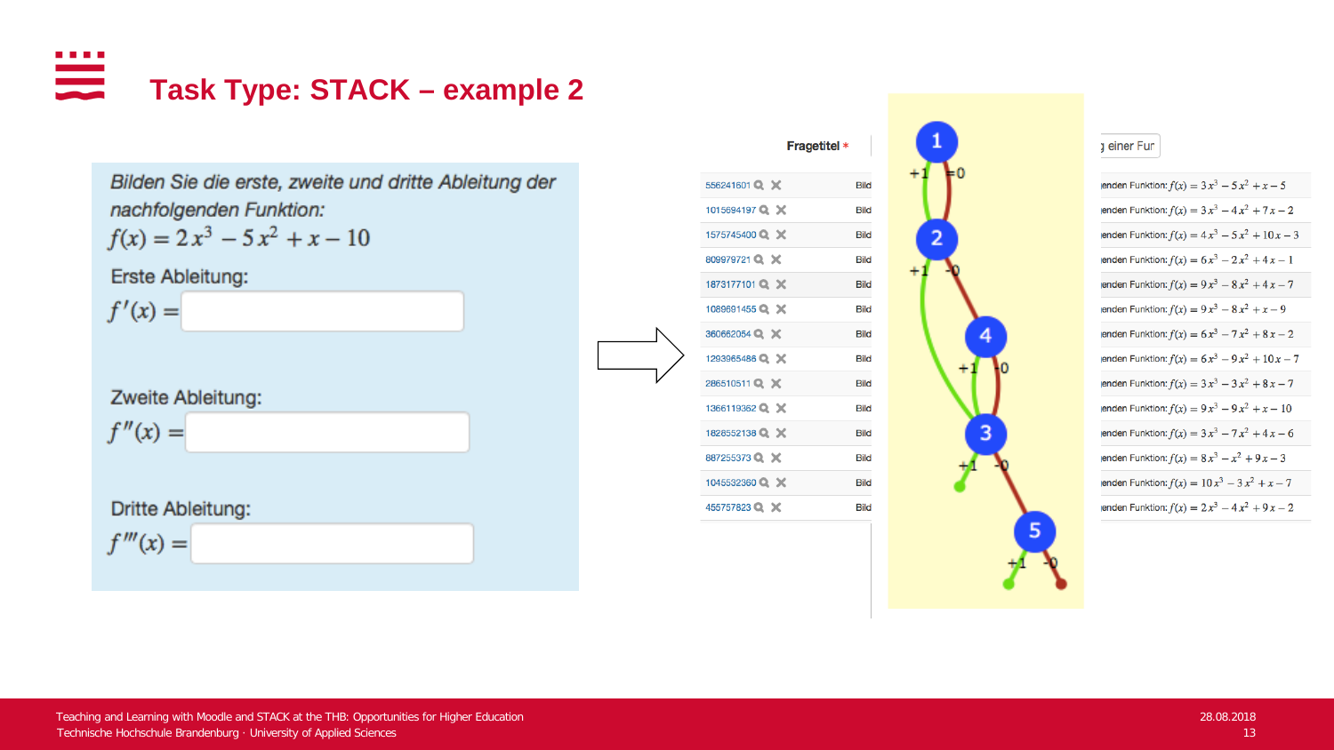# Task Type: STACK – example 2

Bilden Sie die erste, zweite und dritte Ableitung der nachfolgenden Funktion:

$f(x) = 2x^3 - 5x^2 + x - 10$

Erste Ableitung:

$f'(x) =$ ________

Zweite Ableitung:

$f''(x) =$ ________

Dritte Ableitung:

$f'''(x) =$ ________

| Fragetitel * | | …g einer Fun |
|---|---|---|
| 556241601 | Bild | …enden Funktion: $f(x) = 3x^3 - 5x^2 + x - 5$ |
| 1015694197 | Bild | …enden Funktion: $f(x) = 3x^3 - 4x^2 + 7x - 2$ |
| 1575745400 | Bild | …enden Funktion: $f(x) = 4x^3 - 5x^2 + 10x - 3$ |
| 809979721 | Bild | …enden Funktion: $f(x) = 6x^3 - 2x^2 + 4x - 1$ |
| 1873177101 | Bild | …enden Funktion: $f(x) = 9x^3 - 8x^2 + 4x - 7$ |
| 1089691455 | Bild | …enden Funktion: $f(x) = 9x^3 - 8x^2 + x - 9$ |
| 360662054 | Bild | …enden Funktion: $f(x) = 6x^3 - 7x^2 + 8x - 2$ |
| 1293965486 | Bild | …enden Funktion: $f(x) = 6x^3 - 9x^2 + 10x - 7$ |
| 286510511 | Bild | …enden Funktion: $f(x) = 3x^3 - 3x^2 + 8x - 7$ |
| 1366119362 | Bild | …enden Funktion: $f(x) = 9x^3 - 9x^2 + x - 10$ |
| 1828552138 | Bild | …enden Funktion: $f(x) = 3x^3 - 7x^2 + 4x - 6$ |
| 887255373 | Bild | …enden Funktion: $f(x) = 8x^3 - x^2 + 9x - 3$ |
| 1045532360 | Bild | …enden Funktion: $f(x) = 10x^3 - 3x^2 + x - 7$ |
| 455757823 | Bild | …enden Funktion: $f(x) = 2x^3 - 4x^2 + 9x - 2$ |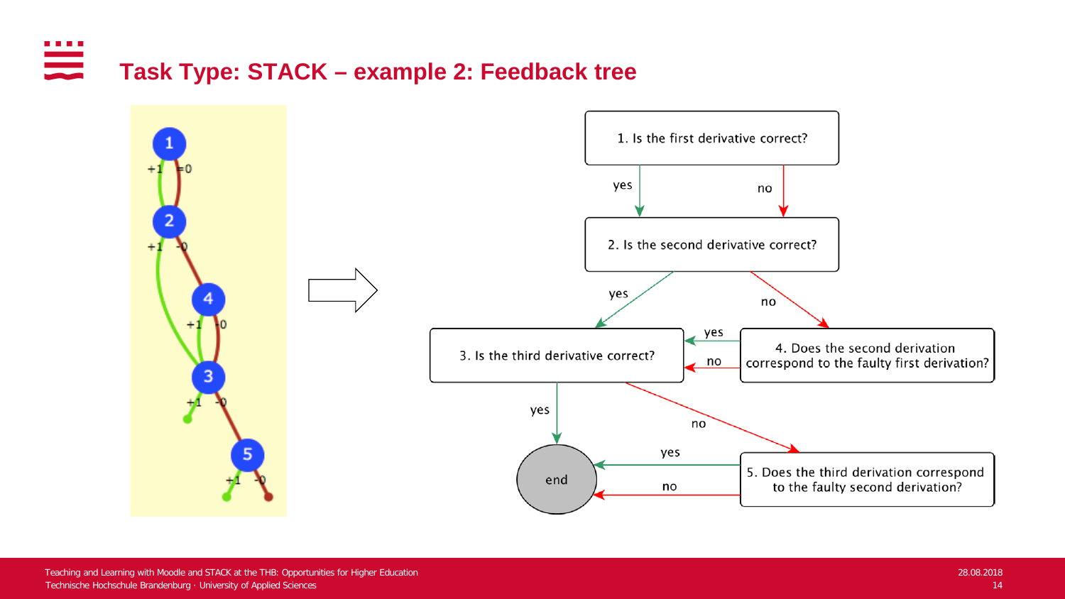# Task Type: STACK – example 2: Feedback tree

1. Is the first derivative correct?
   - yes → 2
   - no → 2
2. Is the second derivative correct?
   - yes → 3
   - no → 4
3. Is the third derivative correct?
   - yes → end
   - no → 5
4. Does the second derivation correspond to the faulty first derivation?
   - yes → 3
   - no → 3
5. Does the third derivation correspond to the faulty second derivation?
   - yes → end
   - no → end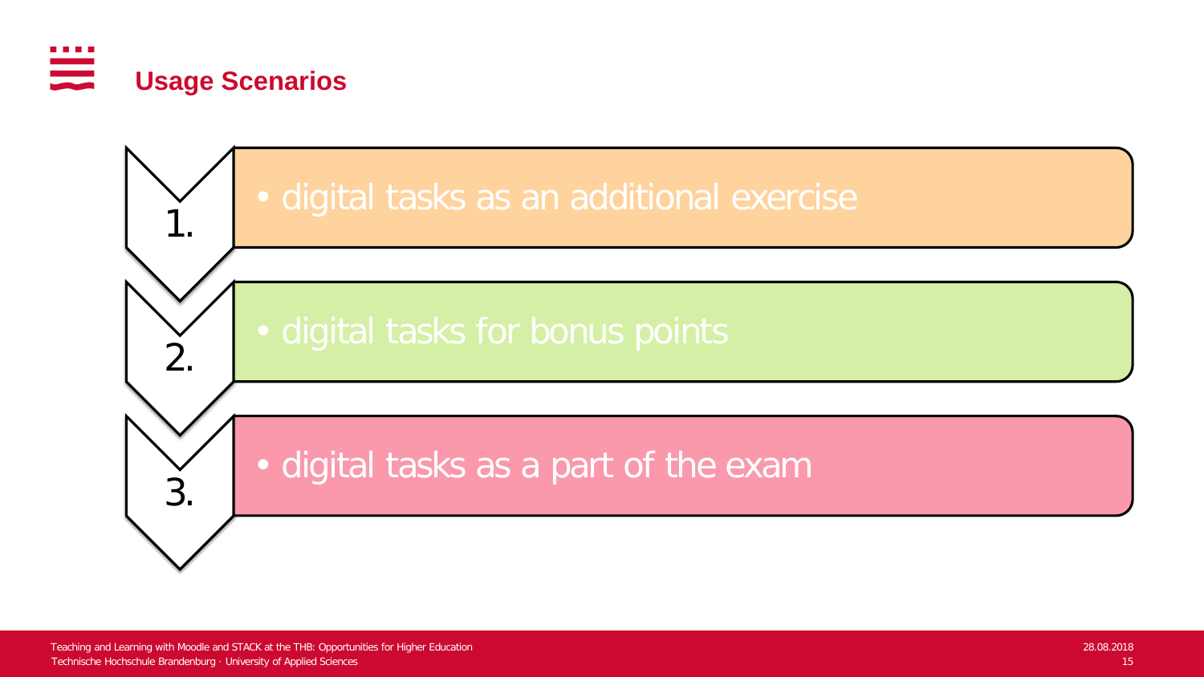## Usage Scenarios

1. digital tasks as an additional exercise
2. digital tasks for bonus points
3. digital tasks as a part of the exam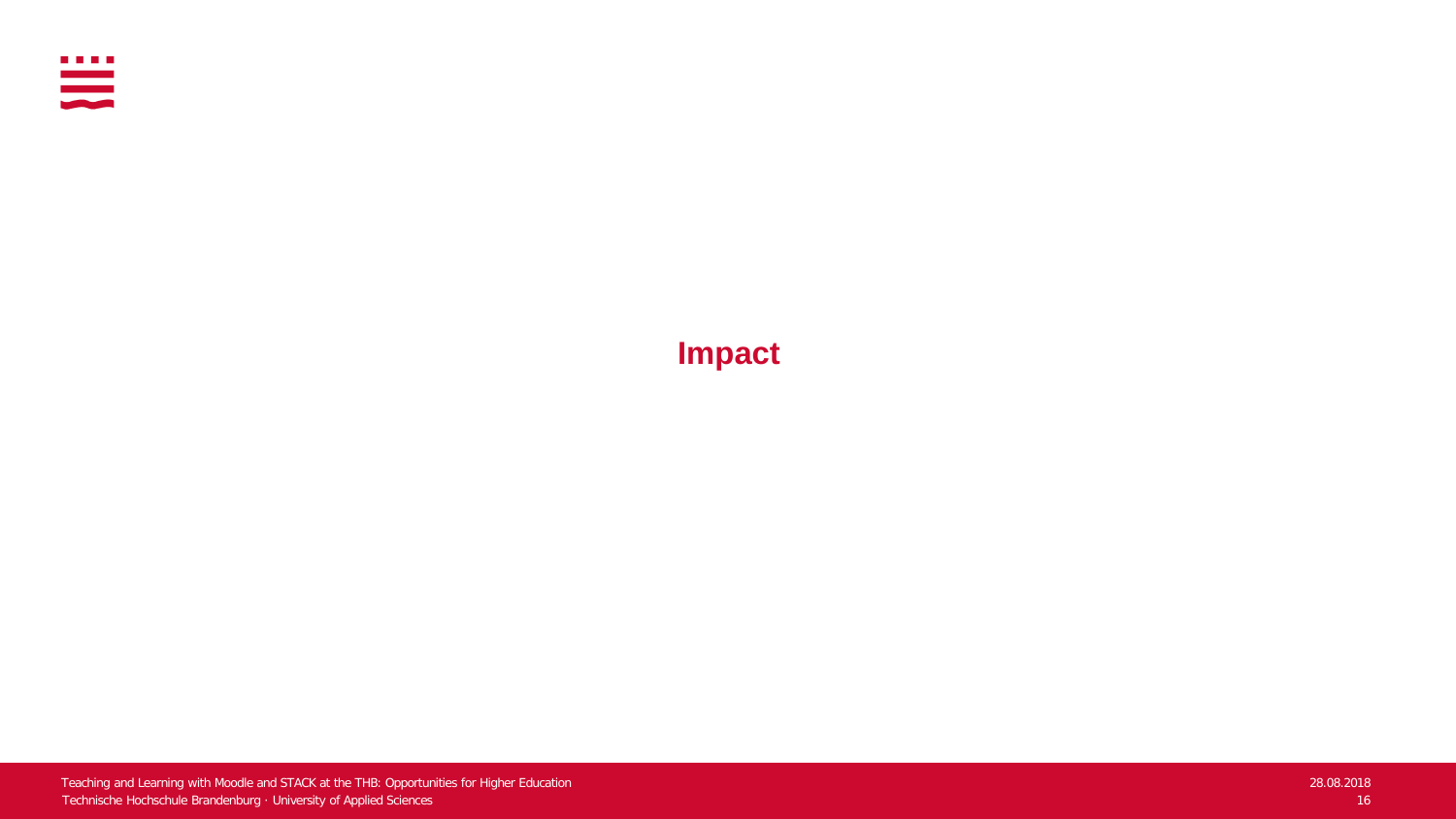# Impact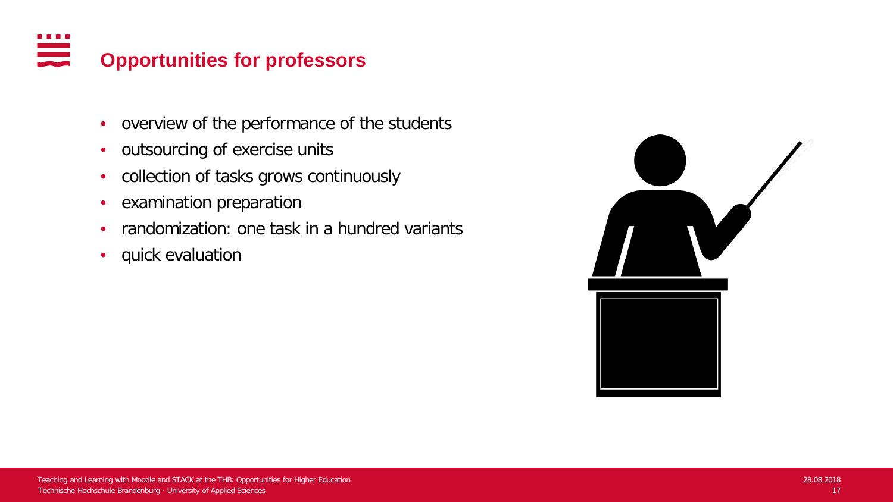# Opportunities for professors

- overview of the performance of the students
- outsourcing of exercise units
- collection of tasks grows continuously
- examination preparation
- randomization: one task in a hundred variants
- quick evaluation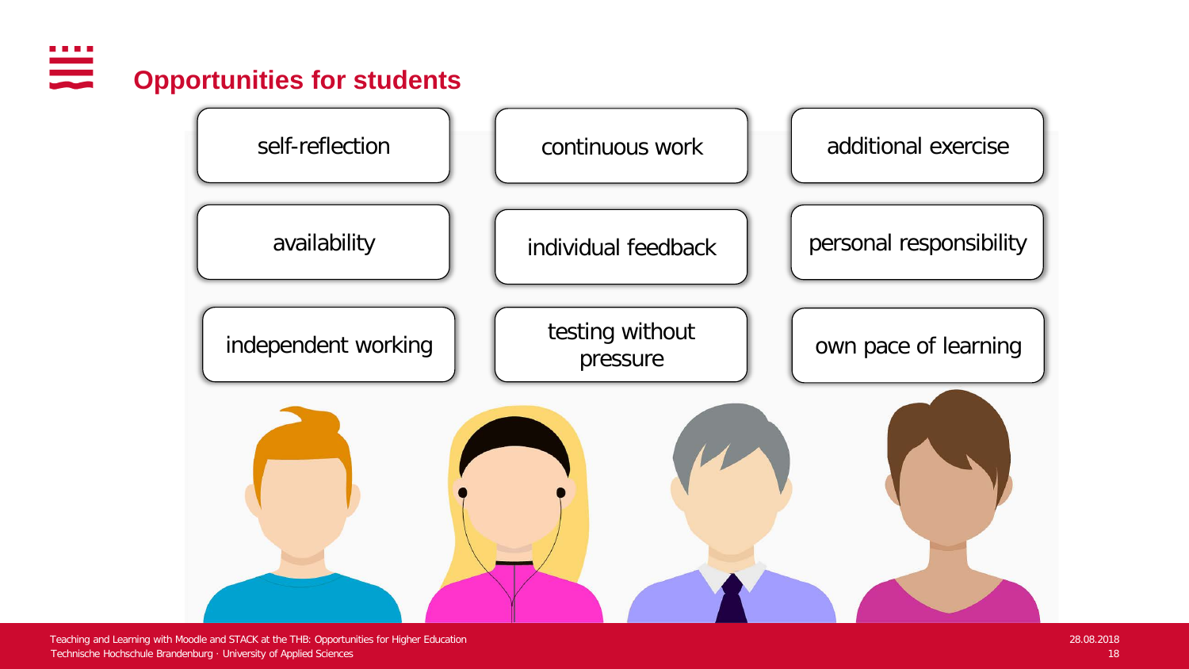## Opportunities for students

- self-reflection
- continuous work
- additional exercise
- availability
- individual feedback
- personal responsibility
- independent working
- testing without pressure
- own pace of learning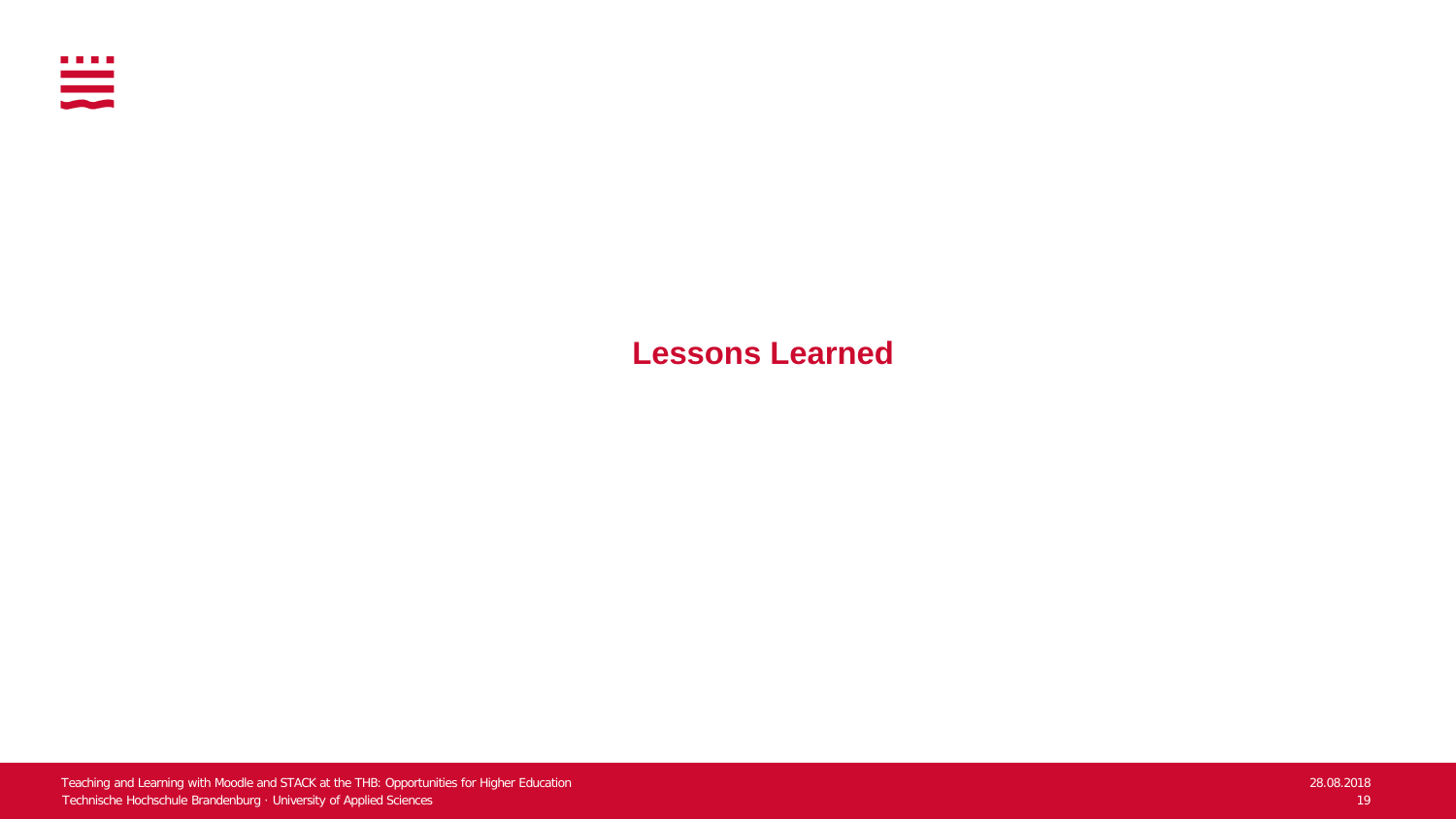# Lessons Learned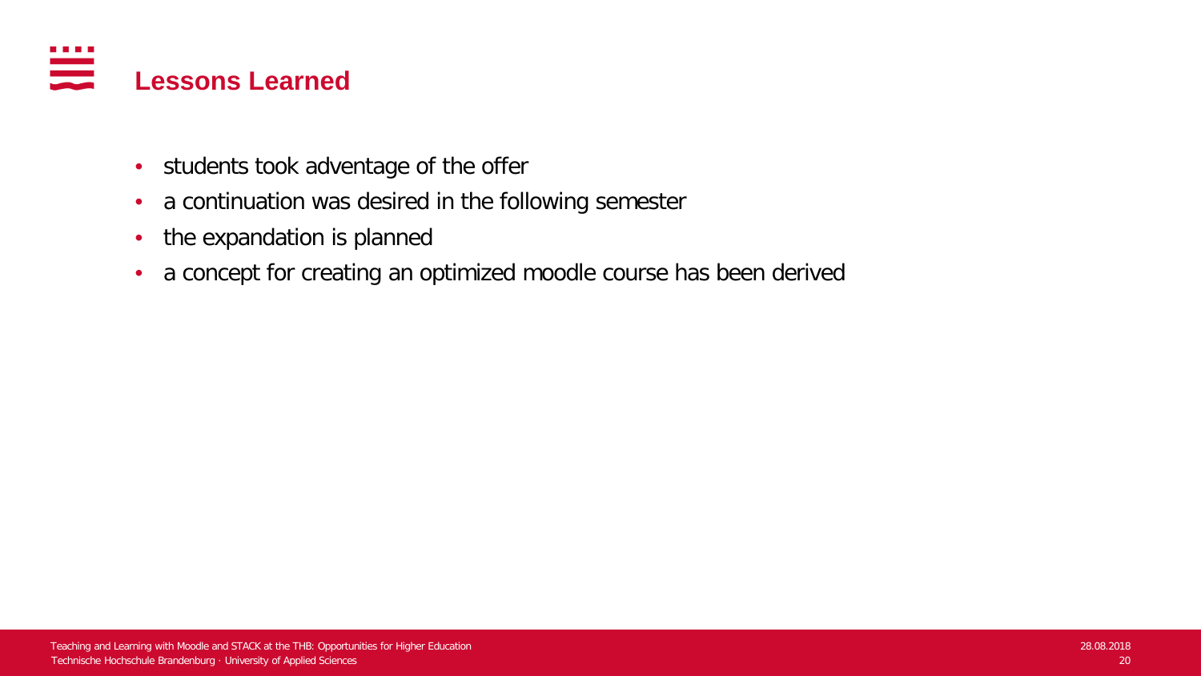# Lessons Learned

- students took adventage of the offer
- a continuation was desired in the following semester
- the expandation is planned
- a concept for creating an optimized moodle course has been derived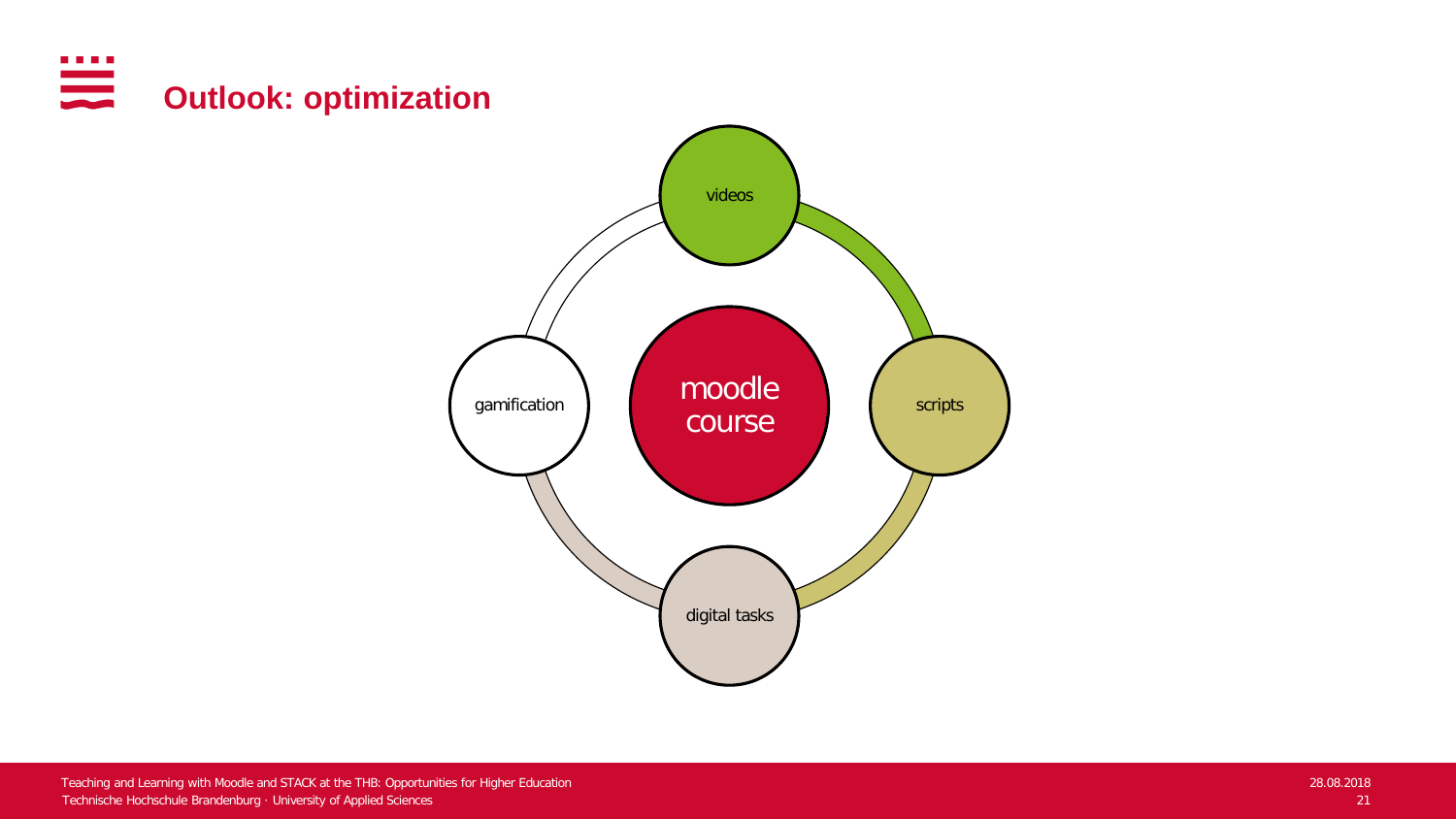# Outlook: optimization

moodle course

videos

scripts

digital tasks

gamification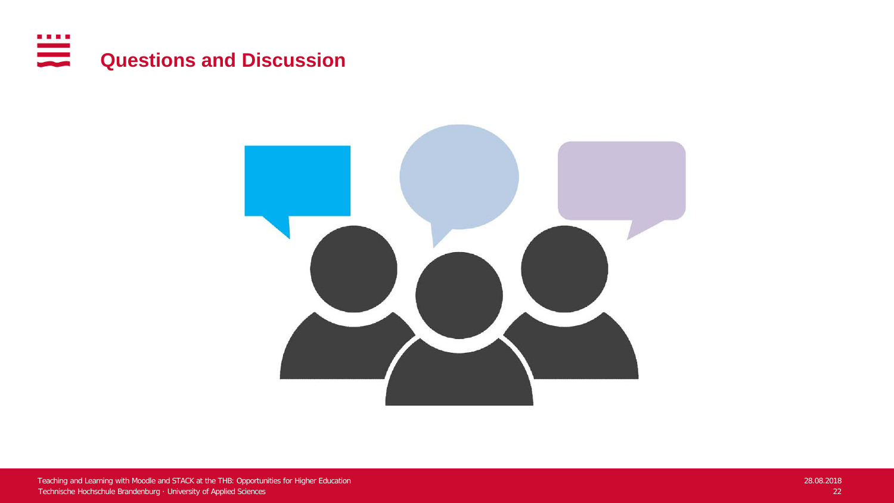# Questions and Discussion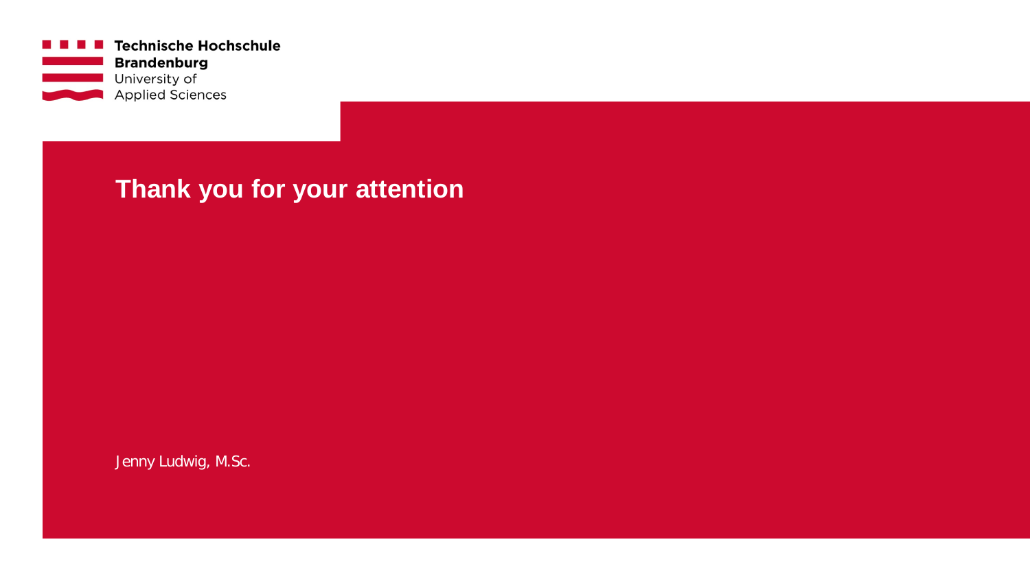Technische Hochschule Brandenburg
University of Applied Sciences

# Thank you for your attention

Jenny Ludwig, M.Sc.